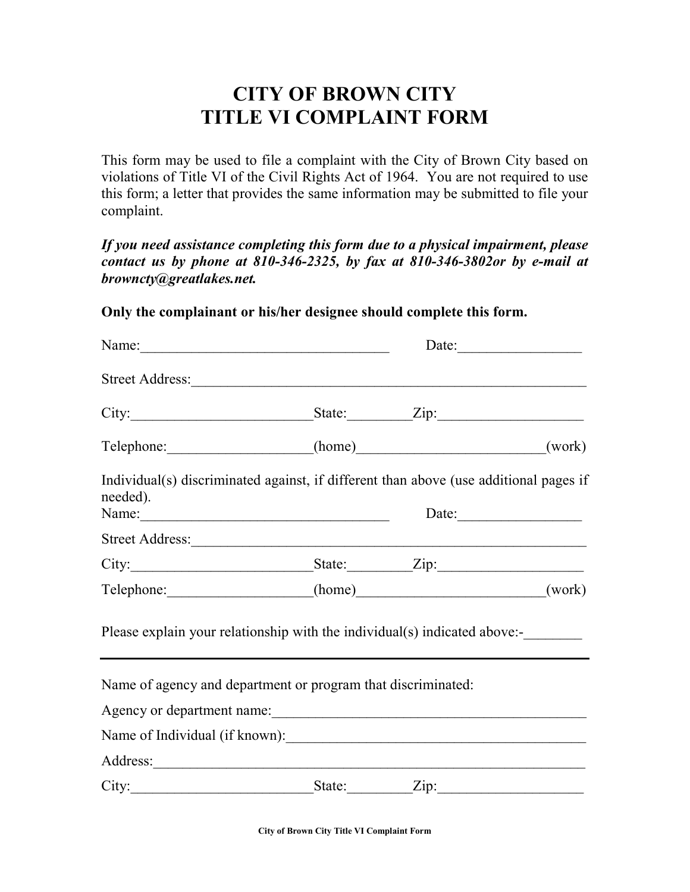# CITY OF BROWN CITY
# TITLE VI COMPLAINT FORM

This form may be used to file a complaint with the City of Brown City based on violations of Title VI of the Civil Rights Act of 1964. You are not required to use this form; a letter that provides the same information may be submitted to file your complaint.

***If you need assistance completing this form due to a physical impairment, please contact us by phone at 810-346-2325, by fax at 810-346-3802or by e-mail at browncty@greatlakes.net.***

**Only the complainant or his/her designee should complete this form.**

Name:___________________________________ Date:_________________

Street Address:_________________________________________________________

City:_________________________State:_________Zip:____________________

Telephone:___________________(home)_________________________(work)

Individual(s) discriminated against, if different than above (use additional pages if needed).

Name:___________________________________ Date:_________________

Street Address:_________________________________________________________

City:_________________________State:_________Zip:____________________

Telephone:___________________(home)_________________________(work)

Please explain your relationship with the individual(s) indicated above:-________

---

Name of agency and department or program that discriminated:

Agency or department name:____________________________________________

Name of Individual (if known):__________________________________________

Address:_______________________________________________________________

City:_________________________State:_________Zip:____________________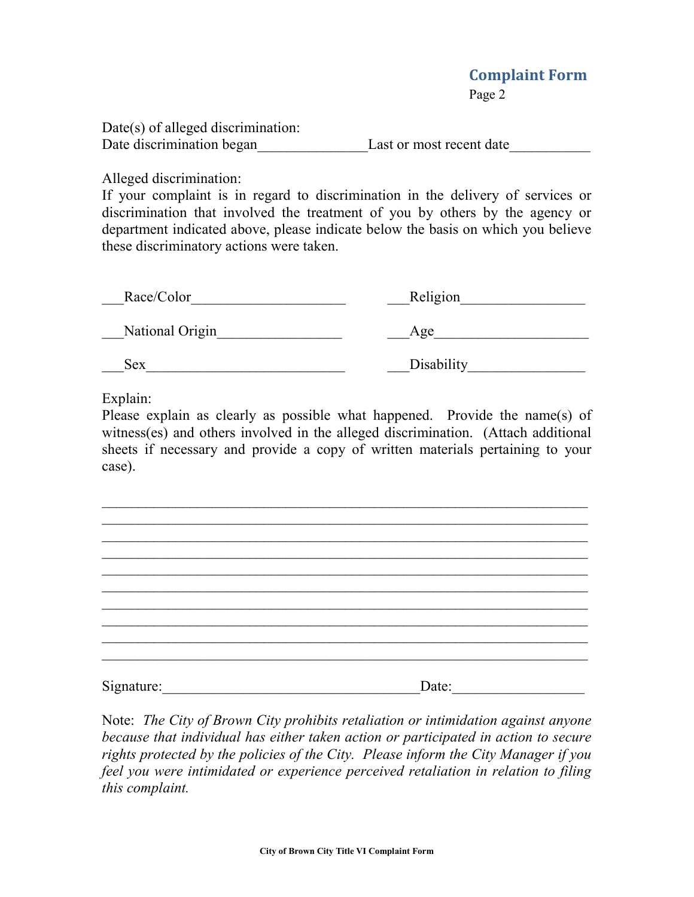## Complaint Form

Page 2

Date(s) of alleged discrimination:
Date discrimination began_______________Last or most recent date___________

Alleged discrimination:
If your complaint is in regard to discrimination in the delivery of services or discrimination that involved the treatment of you by others by the agency or department indicated above, please indicate below the basis on which you believe these discriminatory actions were taken.

___Race/Color_____________________ ___Religion_________________

___National Origin_________________ ___Age_____________________

___Sex___________________________ ___Disability________________

Explain:
Please explain as clearly as possible what happened. Provide the name(s) of witness(es) and others involved in the alleged discrimination. (Attach additional sheets if necessary and provide a copy of written materials pertaining to your case).

_________________________________________________________________
_________________________________________________________________
_________________________________________________________________
_________________________________________________________________
_________________________________________________________________
_________________________________________________________________
_________________________________________________________________
_________________________________________________________________
_________________________________________________________________
_________________________________________________________________

Signature:___________________________________Date:__________________

Note: *The City of Brown City prohibits retaliation or intimidation against anyone because that individual has either taken action or participated in action to secure rights protected by the policies of the City. Please inform the City Manager if you feel you were intimidated or experience perceived retaliation in relation to filing this complaint.*